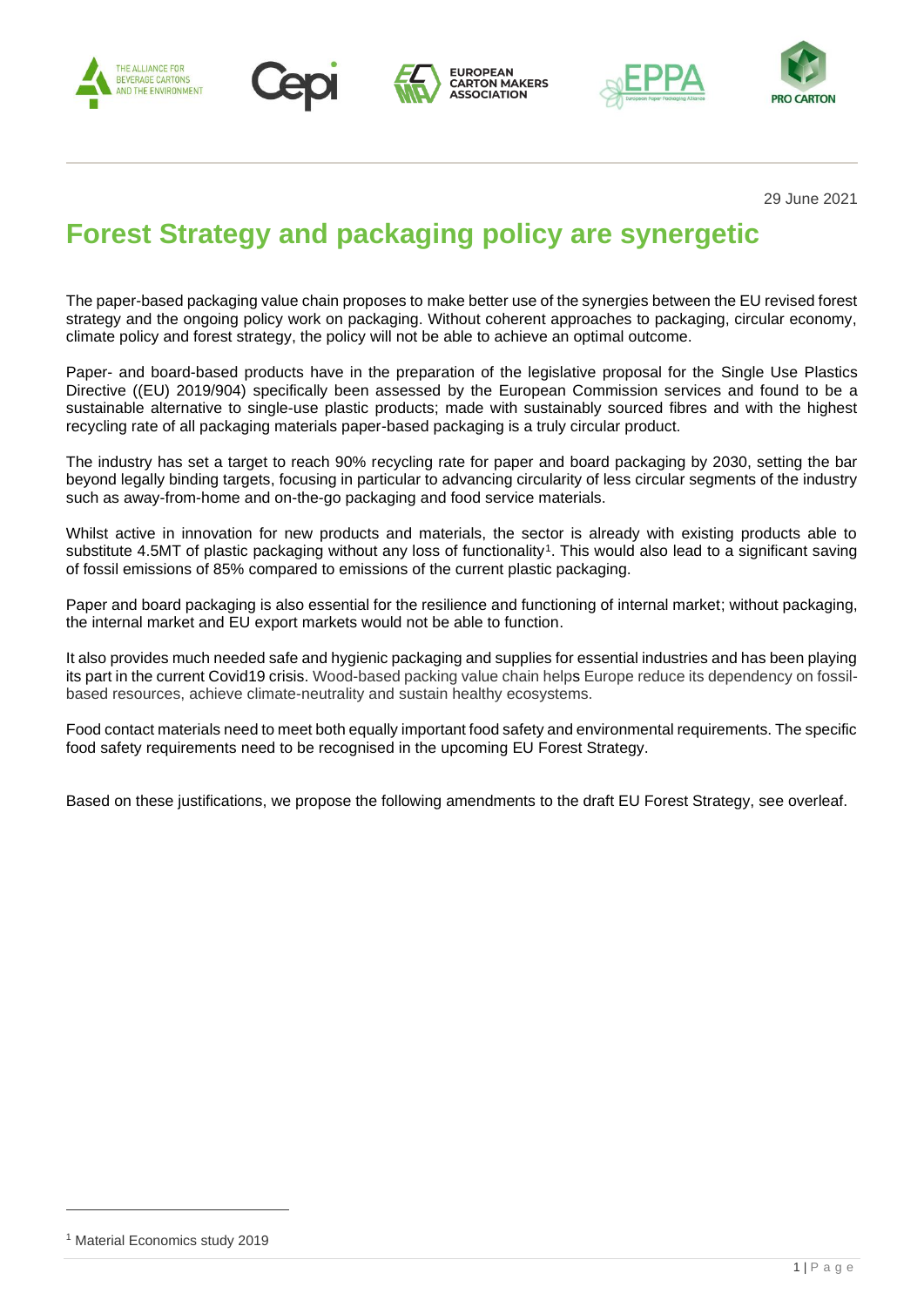29 June 2021

# Forest Strategy and packaging policy are synergetic

The paper-based packaging value chain proposes to make better use of the synergies between the EU revised forest strategy and the ongoing policy work on packaging. Without coherent approaches to packaging, circular economy, climate policy and forest strategy, the policy will not be able to achieve an optimal outcome.

Paper- and board-based products have in the preparation of the legislative proposal for the Single Use Plastics Directive ((EU) 2019/904) specifically been assessed by the European Commission services and found to be a sustainable alternative to single-use plastic products; made with sustainably sourced fibres and with the highest recycling rate of all packaging materials paper-based packaging is a truly circular product.

The industry has set a target to reach 90% recycling rate for paper and board packaging by 2030, setting the bar beyond legally binding targets, focusing in particular to advancing circularity of less circular segments of the industry such as away-from-home and on-the-go packaging and food service materials.

Whilst active in innovation for new products and materials, the sector is already with existing products able to substitute 4.5MT of plastic packaging without any loss of functionality[1]. This would also lead to a significant saving of fossil emissions of 85% compared to emissions of the current plastic packaging.

Paper and board packaging is also essential for the resilience and functioning of internal market; without packaging, the internal market and EU export markets would not be able to function.

It also provides much needed safe and hygienic packaging and supplies for essential industries and has been playing its part in the current Covid19 crisis. Wood-based packing value chain helps Europe reduce its dependency on fossil-based resources, achieve climate-neutrality and sustain healthy ecosystems.

Food contact materials need to meet both equally important food safety and environmental requirements. The specific food safety requirements need to be recognised in the upcoming EU Forest Strategy.

Based on these justifications, we propose the following amendments to the draft EU Forest Strategy, see overleaf.

[1] Material Economics study 2019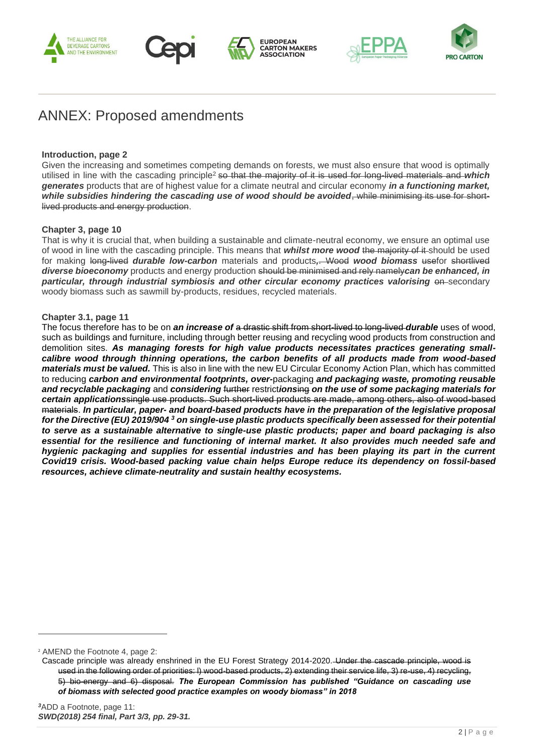# ANNEX: Proposed amendments

**Introduction, page 2**

Given the increasing and sometimes competing demands on forests, we must also ensure that wood is optimally utilised in line with the cascading principle[2] ~~so that the majority of it is used for long-lived materials and~~ ***which generates*** products that are of highest value for a climate neutral and circular economy ***in a functioning market, while subsidies hindering the cascading use of wood should be avoided***~~, while minimising its use for short-lived products and energy production~~.

**Chapter 3, page 10**

That is why it is crucial that, when building a sustainable and climate-neutral economy, we ensure an optimal use of wood in line with the cascading principle. This means that ***whilst more wood*** ~~the majority of it~~ should be used for making ~~long-lived~~ ***durable low-carbon*** materials and products***,*** ~~. Wood~~ ***wood biomass*** ~~use~~for ~~shortlived~~ ***diverse bioeconomy*** products and energy production ~~should be minimised and rely namely~~***can be enhanced, in particular, through industrial symbiosis and other circular economy practices valorising*** ~~on~~ secondary woody biomass such as sawmill by-products, residues, recycled materials.

**Chapter 3.1, page 11**

The focus therefore has to be on ***an increase of*** ~~a drastic shift from short-lived to long-lived~~ ***durable*** uses of wood, such as buildings and furniture, including through better reusing and recycling wood products from construction and demolition sites. ***As managing forests for high value products necessitates practices generating small-calibre wood through thinning operations, the carbon benefits of all products made from wood-based materials must be valued.*** This is also in line with the new EU Circular Economy Action Plan, which has committed to reducing ***carbon and environmental footprints, over-***packaging ***and packaging waste, promoting reusable and recyclable packaging*** and ***considering*** ~~further~~ restrict***ions***~~ing~~ ***on the use of some packaging materials for certain applications***~~single use products. Such short-lived products are made, among others, also of wood-based materials~~. ***In particular, paper- and board-based products have in the preparation of the legislative proposal for the Directive (EU) 2019/904 [3] on single-use plastic products specifically been assessed for their potential to serve as a sustainable alternative to single-use plastic products; paper and board packaging is also essential for the resilience and functioning of internal market. It also provides much needed safe and hygienic packaging and supplies for essential industries and has been playing its part in the current Covid19 crisis. Wood-based packing value chain helps Europe reduce its dependency on fossil-based resources, achieve climate-neutrality and sustain healthy ecosystems.***

---

[2] AMEND the Footnote 4, page 2:

Cascade principle was already enshrined in the EU Forest Strategy 2014-2020. ~~Under the cascade principle, wood is used in the following order of priorities: l) wood-based products, 2) extending their service life, 3) re-use, 4) recycling, 5) bio-energy and 6) disposal.~~ ***The European Commission has published "Guidance on cascading use of biomass with selected good practice examples on woody biomass" in 2018***

***[3]***ADD a Footnote, page 11:

***SWD(2018) 254 final, Part 3/3, pp. 29-31.***